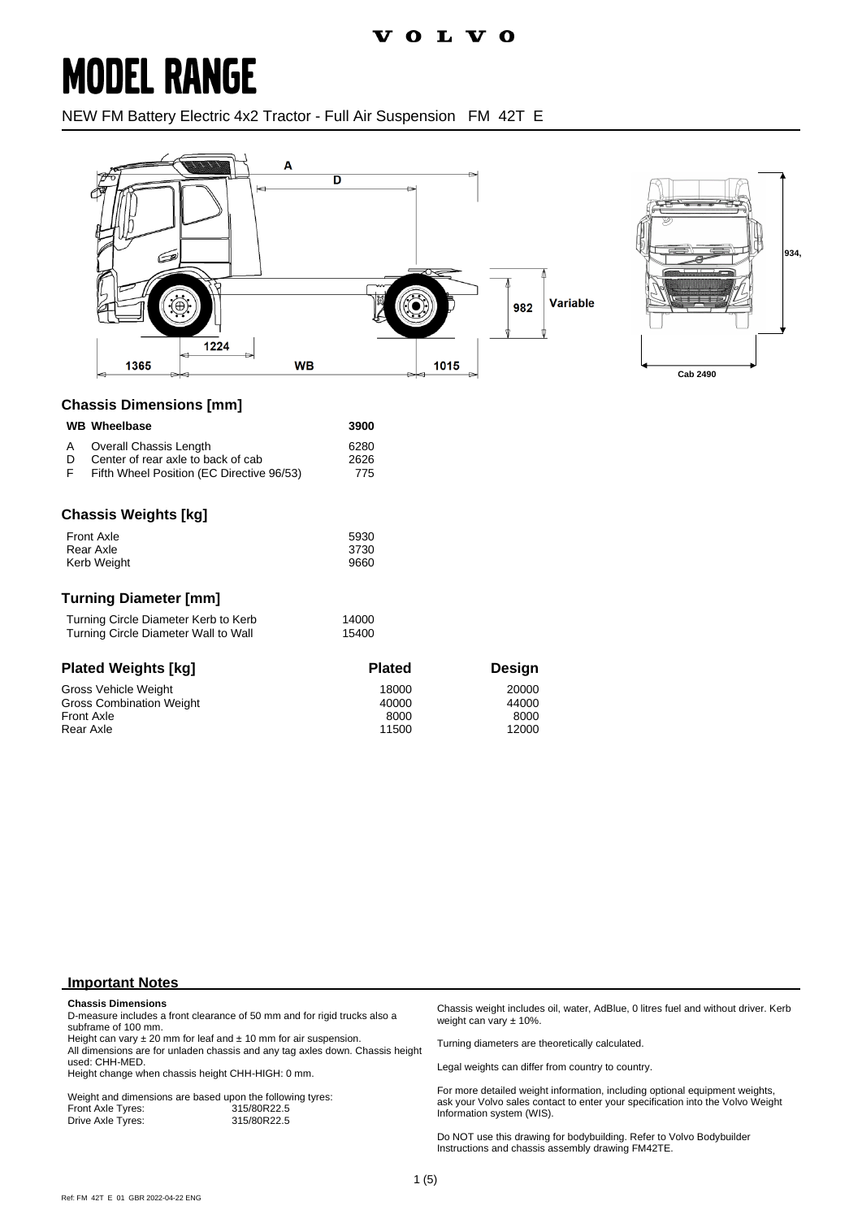VOLVO

# MODEL RANGE

NEW FM Battery Electric 4x2 Tractor - Full Air Suspension FM 42T E

A D 982 Variable 1224 1365 WB 1015 934, Cab 2490

## Chassis Dimensions [mm]

| | | |
|---|---|---|
| **WB** | **Wheelbase** | **3900** |
| A | Overall Chassis Length | 6280 |
| D | Center of rear axle to back of cab | 2626 |
| F | Fifth Wheel Position (EC Directive 96/53) | 775 |

## Chassis Weights [kg]

| | |
|---|---|
| Front Axle | 5930 |
| Rear Axle | 3730 |
| Kerb Weight | 9660 |

## Turning Diameter [mm]

| | |
|---|---|
| Turning Circle Diameter Kerb to Kerb | 14000 |
| Turning Circle Diameter Wall to Wall | 15400 |

## Plated Weights [kg]

| | Plated | Design |
|---|---|---|
| Gross Vehicle Weight | 18000 | 20000 |
| Gross Combination Weight | 40000 | 44000 |
| Front Axle | 8000 | 8000 |
| Rear Axle | 11500 | 12000 |

## Important Notes

**Chassis Dimensions**

D-measure includes a front clearance of 50 mm and for rigid trucks also a subframe of 100 mm.

Height can vary ± 20 mm for leaf and ± 10 mm for air suspension.

All dimensions are for unladen chassis and any tag axles down. Chassis height used: CHH-MED.

Height change when chassis height CHH-HIGH: 0 mm.

Weight and dimensions are based upon the following tyres:

| | |
|---|---|
| Front Axle Tyres: | 315/80R22.5 |
| Drive Axle Tyres: | 315/80R22.5 |

Chassis weight includes oil, water, AdBlue, 0 litres fuel and without driver. Kerb weight can vary ± 10%.

Turning diameters are theoretically calculated.

Legal weights can differ from country to country.

For more detailed weight information, including optional equipment weights, ask your Volvo sales contact to enter your specification into the Volvo Weight Information system (WIS).

Do NOT use this drawing for bodybuilding. Refer to Volvo Bodybuilder Instructions and chassis assembly drawing FM42TE.

Ref: FM 42T E 01 GBR 2022-04-22 ENG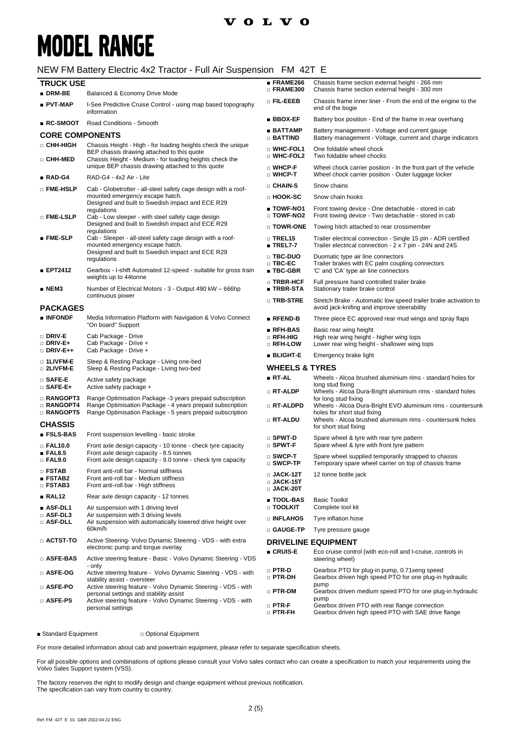# MODEL RANGE

NEW FM Battery Electric 4x2 Tractor - Full Air Suspension FM 42T E

## TRUCK USE

| | |
|---|---|
| ■ **DRM-BE** | Balanced & Economy Drive Mode |
| ■ **PVT-MAP** | I-See Predictive Cruise Control - using map based topography information |
| ■ **RC-SMOOT** | Road Conditions - Smooth |

## CORE COMPONENTS

| | |
|---|---|
| □ **CHH-HIGH** | Chassis Height - High - for loading heights check the unique BEP chassis drawing attached to this quote |
| □ **CHH-MED** | Chassis Height - Medium - for loading heights check the unique BEP chassis drawing attached to this quote |
| ■ **RAD-G4** | RAD-G4 - 4x2 Air - Lite |
| □ **FME-HSLP** | Cab - Globetrotter - all-steel safety cage design with a roof-mounted emergency escape hatch. Designed and built to Swedish impact and ECE R29 regulations |
| □ **FME-LSLP** | Cab - Low sleeper - with steel safety cage design Designed and built to Swedish impact and ECE R29 regulations |
| ■ **FME-SLP** | Cab - Sleeper - all-steel safety cage design with a roof-mounted emergency escape hatch. Designed and built to Swedish impact and ECE R29 regulations |
| ■ **EPT2412** | Gearbox - I-shift Automated 12-speed - suitable for gross train weights up to 44tonne |
| ■ **NEM3** | Number of Electrical Motors - 3 - Output 490 kW – 666hp continuous power |

## PACKAGES

| | |
|---|---|
| ■ **INFONDF** | Media Information Platform with Navigation & Volvo Connect "On board" Support |
| □ **DRIV-E** | Cab Package - Drive |
| □ **DRIV-E+** | Cab Package - Drive + |
| □ **DRIV-E++** | Cab Package - Drive + |
| □ **1LIVFM-E** | Sleep & Resting Package - Living one-bed |
| □ **2LIVFM-E** | Sleep & Resting Package - Living two-bed |
| □ **SAFE-E** | Active safety package |
| □ **SAFE-E+** | Active safety package + |
| □ **RANGOPT3** | Range Optimisation Package -3 years prepaid subscription |
| □ **RANGOPT4** | Range Optimisation Package - 4 years prepaid subscription |
| □ **RANGOPT5** | Range Optimisation Package - 5 years prepaid subscription |

## CHASSIS

| | |
|---|---|
| ■ **FSLS-BAS** | Front suspension levelling - basic stroke |
| □ **FAL10.0** | Front axle design capacity - 10 tonne - check tyre capacity |
| ■ **FAL8.5** | Front axle design capacity - 8.5 tonnes |
| □ **FAL9.0** | Front axle design capacity - 9.0 tonne - check tyre capacity |
| □ **FSTAB** | Front anti-roll bar - Normal stiffness |
| ■ **FSTAB2** | Front anti-roll bar - Medium stiffness |
| □ **FSTAB3** | Front anti-roll bar - High stiffness |
| ■ **RAL12** | Rear axle design capacity - 12 tonnes |
| ■ **ASF-DL1** | Air suspension with 1 driving level |
| □ **ASF-DL3** | Air suspension with 3 driving levels |
| □ **ASF-DLL** | Air suspension with automatically lowered drive height over 60km/h |
| □ **ACTST-TO** | Active Steering- Volvo Dynamic Steering - VDS - with extra electronic pump and torque overlay |
| □ **ASFE-BAS** | Active steering feature - Basic - Volvo Dynamic Steering - VDS - only |
| □ **ASFE-OG** | Active steering feature - Volvo Dynamic Steering - VDS - with stability assist - oversteer |
| □ **ASFE-PO** | Active steering feature - Volvo Dynamic Steering - VDS - with personal settings and stability assist |
| □ **ASFE-PS** | Active steering feature - Volvo Dynamic Steering - VDS - with personal settings |
| ■ **FRAME266** | Chassis frame section external height - 266 mm |
| □ **FRAME300** | Chassis frame section external height - 300 mm |
| □ **FIL-EEEB** | Chassis frame inner liner - From the end of the engine to the end of the bogie |
| ■ **BBOX-EF** | Battery box position - End of the frame in rear overhang |
| ■ **BATTAMP** | Battery management - Voltage and current gauge |
| □ **BATTIND** | Battery management - Voltage, current and charge indicators |
| □ **WHC-FOL1** | One foldable wheel chock |
| □ **WHC-FOL2** | Two foldable wheel chocks |
| □ **WHCP-F** | Wheel chock carrier position - In the front part of the vehicle |
| □ **WHCP-T** | Wheel chock carrier position - Outer luggage locker |
| □ **CHAIN-S** | Snow chains |
| □ **HOOK-SC** | Snow chain hooks |
| ■ **TOWF-NO1** | Front towing device - One detachable - stored in cab |
| □ **TOWF-NO2** | Front towing device - Two detachable - stored in cab |
| □ **TOWR-ONE** | Towing hitch attached to rear crossmember |
| □ **TREL15** | Trailer electrical connection - Single 15 pin - ADR certified |
| ■ **TREL7-7** | Trailer electrical connection - 2 x 7 pin - 24N and 24S |
| □ **TBC-DUO** | Duomatic type air line connectors |
| □ **TBC-EC** | Trailer brakes with EC palm coupling connectors |
| ■ **TBC-GBR** | 'C' and 'CA' type air line connectors |
| □ **TRBR-HCF** | Full pressure hand controlled trailer brake |
| ■ **TRBR-STA** | Stationary trailer brake control |
| □ **TRB-STRE** | Stretch Brake - Automatic low speed trailer brake activation to avoid jack-knifing and improve steerability |
| ■ **RFEND-B** | Three piece EC approved rear mud wings and spray flaps |
| ■ **RFH-BAS** | Basic rear wing height |
| □ **RFH-HIG** | High rear wing height - higher wing tops |
| □ **RFH-LOW** | Lower rear wing height - shallower wing tops |
| ■ **BLIGHT-E** | Emergency brake light |

## WHEELS & TYRES

| | |
|---|---|
| ■ **RT-AL** | Wheels - Alcoa brushed aluminium rims - standard holes for long stud fixing |
| □ **RT-ALDP** | Wheels - Alcoa Dura-Bright aluminium rims - standard holes for long stud fixing |
| □ **RT-ALDPD** | Wheels - Alcoa Dura-Bright EVO aluminium rims - countersunk holes for short stud fixing |
| □ **RT-ALDU** | Wheels - Alcoa brushed aluminium rims - countersunk holes for short stud fixing |
| □ **SPWT-D** | Spare wheel & tyre with rear tyre pattern |
| □ **SPWT-F** | Spare wheel & tyre with front tyre pattern |
| □ **SWCP-T** | Spare wheel supplied temporarily strapped to chassis |
| □ **SWCP-TP** | Temporary spare wheel carrier on top of chassis frame |
| □ **JACK-12T** | 12 tonne bottle jack |
| □ **JACK-15T** | |
| □ **JACK-20T** | |
| ■ **TOOL-BAS** | Basic Toolkit |
| □ **TOOLKIT** | Complete tool kit |
| □ **INFLAHOS** | Tyre inflation hose |
| □ **GAUGE-TP** | Tyre pressure gauge |

## DRIVELINE EQUIPMENT

| | |
|---|---|
| ■ **CRUIS-E** | Eco cruise control (with eco-roll and I-cruise, controls in steering wheel) |
| □ **PTR-D** | Gearbox PTO for plug-in pump, 0.71xeng speed |
| □ **PTR-DH** | Gearbox driven high speed PTO for one plug-in hydraulic pump |
| □ **PTR-DM** | Gearbox driven medium speed PTO for one plug-in hydraulic pump |
| □ **PTR-F** | Gearbox driven PTO with rear flange connection |
| □ **PTR-FH** | Gearbox driven high speed PTO with SAE drive flange |

■ Standard Equipment □ Optional Equipment

For more detailed information about cab and powertrain equipment, please refer to separate specification sheets.

For all possible options and combinations of options please consult your Volvo sales contact who can create a specification to match your requirements using the Volvo Sales Support system (VSS).

The factory reserves the right to modify design and change equipment without previous notification.
The specification can vary from country to country.

Ref: FM 42T E 01 GBR 2022-04-22 ENG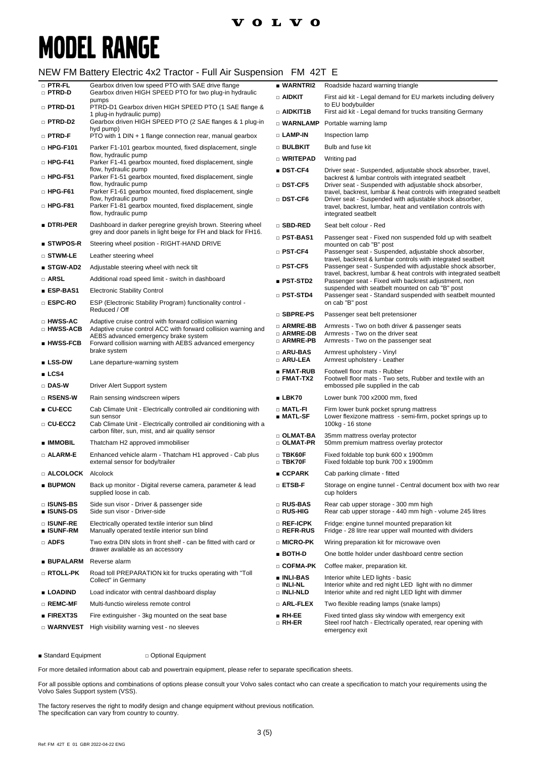# MODEL RANGE

## NEW FM Battery Electric 4x2 Tractor - Full Air Suspension FM 42T E

| Code | Description |
|---|---|
| □ **PTR-FL** | Gearbox driven low speed PTO with SAE drive flange |
| □ **PTRD-D** | Gearbox driven HIGH SPEED PTO for two plug-in hydraulic pumps |
| □ **PTRD-D1** | PTRD-D1 Gearbox driven HIGH SPEED PTO (1 SAE flange & 1 plug-in hydraulic pump) |
| □ **PTRD-D2** | Gearbox driven HIGH SPEED PTO (2 SAE flanges & 1 plug-in hyd pump) |
| □ **PTRD-F** | PTO with 1 DIN + 1 flange connection rear, manual gearbox |
| □ **HPG-F101** | Parker F1-101 gearbox mounted, fixed displacement, single flow, hydraulic pump |
| □ **HPG-F41** | Parker F1-41 gearbox mounted, fixed displacement, single flow, hydraulic pump |
| □ **HPG-F51** | Parker F1-51 gearbox mounted, fixed displacement, single flow, hydraulic pump |
| □ **HPG-F61** | Parker F1-61 gearbox mounted, fixed displacement, single flow, hydraulic pump |
| □ **HPG-F81** | Parker F1-81 gearbox mounted, fixed displacement, single flow, hydraulic pump |
| ■ **DTRI-PER** | Dashboard in darker peregrine greyish brown. Steering wheel grey and door panels in light beige for FH and black for FH16. |
| ■ **STWPOS-R** | Steering wheel position - RIGHT-HAND DRIVE |
| □ **STWM-LE** | Leather steering wheel |
| ■ **STGW-AD2** | Adjustable steering wheel with neck tilt |
| □ **ARSL** | Additional road speed limit - switch in dashboard |
| ■ **ESP-BAS1** | Electronic Stability Control |
| □ **ESPC-RO** | ESP (Electronic Stability Program) functionality control - Reduced / Off |
| □ **HWSS-AC** | Adaptive cruise control with forward collision warning |
| □ **HWSS-ACB** | Adaptive cruise control ACC with forward collision warning and AEBS advanced emergency brake system |
| ■ **HWSS-FCB** | Forward collision warning with AEBS advanced emergency brake system |
| ■ **LSS-DW** | Lane departure-warning system |
| ■ **LCS4** | |
| □ **DAS-W** | Driver Alert Support system |
| □ **RSENS-W** | Rain sensing windscreen wipers |
| ■ **CU-ECC** | Cab Climate Unit - Electrically controlled air conditioning with sun sensor |
| □ **CU-ECC2** | Cab Climate Unit - Electrically controlled air conditioning with a carbon filter, sun, mist, and air quality sensor |
| ■ **IMMOBIL** | Thatcham H2 approved immobiliser |
| □ **ALARM-E** | Enhanced vehicle alarm - Thatcham H1 approved - Cab plus external sensor for body/trailer |
| □ **ALCOLOCK** | Alcolock |
| ■ **BUPMON** | Back up monitor - Digital reverse camera, parameter & lead supplied loose in cab. |
| □ **ISUNS-BS** | Side sun visor - Driver & passenger side |
| ■ **ISUNS-DS** | Side sun visor - Driver-side |
| □ **ISUNF-RE** | Electrically operated textile interior sun blind |
| ■ **ISUNF-RM** | Manually operated textile interior sun blind |
| □ **ADFS** | Two extra DIN slots in front shelf - can be fitted with card or drawer available as an accessory |
| ■ **BUPALARM** | Reverse alarm |
| □ **RTOLL-PK** | Road toll PREPARATION kit for trucks operating with "Toll Collect" in Germany |
| ■ **LOADIND** | Load indicator with central dashboard display |
| □ **REMC-MF** | Multi-functio wireless remote control |
| ■ **FIREXT3S** | Fire extinguisher - 3kg mounted on the seat base |
| □ **WARNVEST** | High visibility warning vest - no sleeves |
| ■ **WARNTRI2** | Roadside hazard warning triangle |
| □ **AIDKIT** | First aid kit - Legal demand for EU markets including delivery to EU bodybuilder |
| □ **AIDKIT1B** | First aid kit - Legal demand for trucks transiting Germany |
| □ **WARNLAMP** | Portable warning lamp |
| □ **LAMP-IN** | Inspection lamp |
| □ **BULBKIT** | Bulb and fuse kit |
| □ **WRITEPAD** | Writing pad |
| ■ **DST-CF4** | Driver seat - Suspended, adjustable shock absorber, travel, backrest & lumbar controls with integrated seatbelt |
| □ **DST-CF5** | Driver seat - Suspended with adjustable shock absorber, travel, backrest, lumbar & heat controls with integrated seatbelt |
| □ **DST-CF6** | Driver seat - Suspended with adjustable shock absorber, travel, backrest, lumbar, heat and ventilation controls with integrated seatbelt |
| □ **SBD-RED** | Seat belt colour - Red |
| □ **PST-BAS1** | Passenger seat - Fixed non suspended fold up with seatbelt mounted on cab "B" post |
| □ **PST-CF4** | Passenger seat - Suspended, adjustable shock absorber, travel, backrest & lumbar controls with integrated seatbelt |
| □ **PST-CF5** | Passenger seat - Suspended with adjustable shock absorber, travel, backrest, lumbar & heat controls with integrated seatbelt |
| ■ **PST-STD2** | Passenger seat - Fixed with backrest adjustment, non suspended with seatbelt mounted on cab "B" post |
| □ **PST-STD4** | Passenger seat - Standard suspended with seatbelt mounted on cab "B" post |
| □ **SBPRE-PS** | Passenger seat belt pretensioner |
| □ **ARMRE-BB** | Armrests - Two on both driver & passenger seats |
| □ **ARMRE-DB** | Armrests - Two on the driver seat |
| □ **ARMRE-PB** | Armrests - Two on the passenger seat |
| □ **ARU-BAS** | Armrest upholstery - Vinyl |
| □ **ARU-LEA** | Armrest upholstery - Leather |
| ■ **FMAT-RUB** | Footwell floor mats - Rubber |
| □ **FMAT-TX2** | Footwell floor mats - Two sets, Rubber and textile with an embossed pile supplied in the cab |
| ■ **LBK70** | Lower bunk 700 x2000 mm, fixed |
| □ **MATL-FI** | Firm lower bunk pocket sprung mattress |
| ■ **MATL-SF** | Lower flexizone mattress - semi-firm, pocket springs up to 100kg - 16 stone |
| □ **OLMAT-BA** | 35mm mattress overlay protector |
| □ **OLMAT-PR** | 50mm premium mattress overlay protector |
| □ **TBK60F** | Fixed foldable top bunk 600 x 1900mm |
| □ **TBK70F** | Fixed foldable top bunk 700 x 1900mm |
| ■ **CCPARK** | Cab parking climate - fitted |
| □ **ETSB-F** | Storage on engine tunnel - Central document box with two rear cup holders |
| □ **RUS-BAS** | Rear cab upper storage - 300 mm high |
| □ **RUS-HIG** | Rear cab upper storage - 440 mm high - volume 245 litres |
| □ **REF-ICPK** | Fridge: engine tunnel mounted preparation kit |
| □ **REFR-RUS** | Fridge - 28 litre rear upper wall mounted with dividers |
| □ **MICRO-PK** | Wiring preparation kit for microwave oven |
| ■ **BOTH-D** | One bottle holder under dashboard centre section |
| □ **COFMA-PK** | Coffee maker, preparation kit. |
| ■ **INLI-BAS** | Interior white LED lights - basic |
| □ **INLI-NL** | Interior white and red night LED light with no dimmer |
| □ **INLI-NLD** | Interior white and red night LED light with dimmer |
| □ **ARL-FLEX** | Two flexible reading lamps (snake lamps) |
| ■ **RH-EE** | Fixed tinted glass sky window with emergency exit |
| □ **RH-ER** | Steel roof hatch - Electrically operated, rear opening with emergency exit |

■ Standard Equipment □ Optional Equipment

For more detailed information about cab and powertrain equipment, please refer to separate specification sheets.

For all possible options and combinations of options please consult your Volvo sales contact who can create a specification to match your requirements using the Volvo Sales Support system (VSS).

The factory reserves the right to modify design and change equipment without previous notification.
The specification can vary from country to country.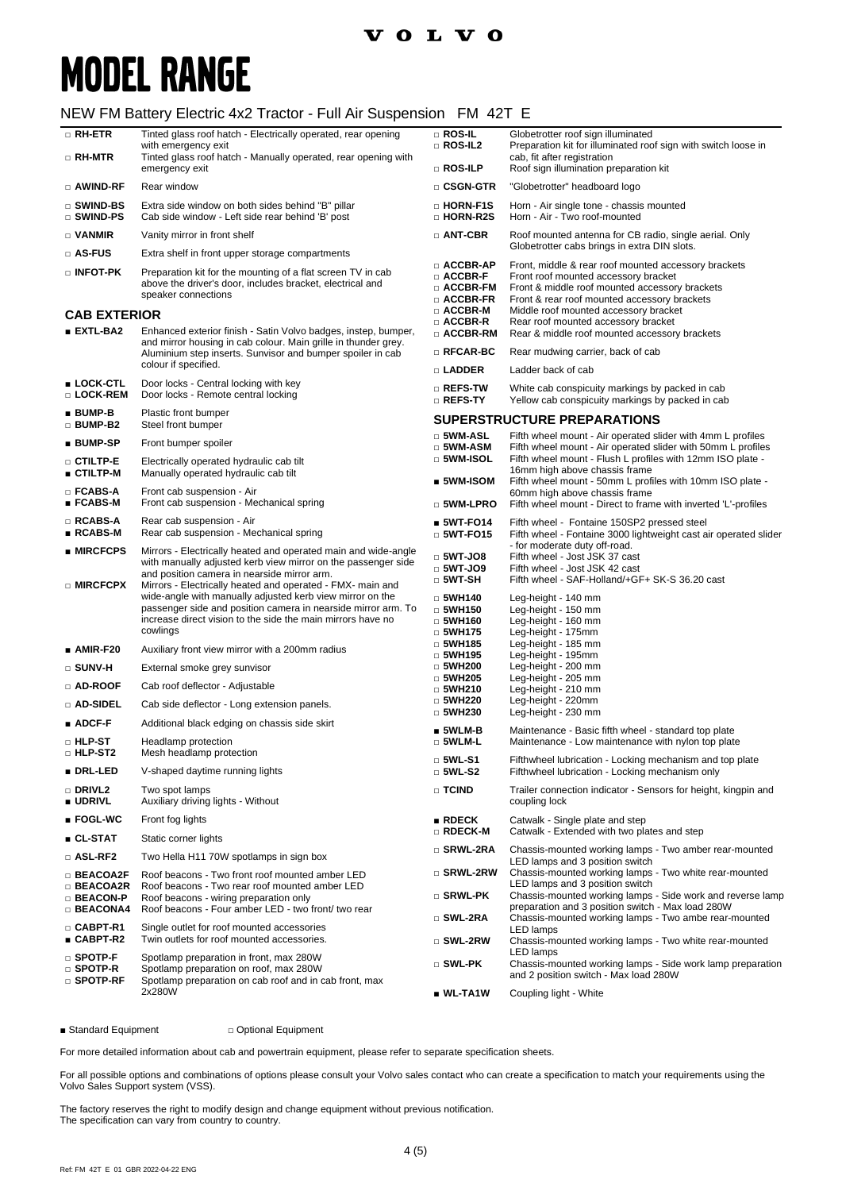# MODEL RANGE

## NEW FM Battery Electric 4x2 Tractor - Full Air Suspension FM 42T E

- □ **RH-ETR** Tinted glass roof hatch - Electrically operated, rear opening with emergency exit
- □ **RH-MTR** Tinted glass roof hatch - Manually operated, rear opening with emergency exit
- □ **AWIND-RF** Rear window
- □ **SWIND-BS** Extra side window on both sides behind "B" pillar
- □ **SWIND-PS** Cab side window - Left side rear behind 'B' post
- □ **VANMIR** Vanity mirror in front shelf
- □ **AS-FUS** Extra shelf in front upper storage compartments
- □ **INFOT-PK** Preparation kit for the mounting of a flat screen TV in cab above the driver's door, includes bracket, electrical and speaker connections

### CAB EXTERIOR

- ■ **EXTL-BA2** Enhanced exterior finish - Satin Volvo badges, instep, bumper, and mirror housing in cab colour. Main grille in thunder grey. Aluminium step inserts. Sunvisor and bumper spoiler in cab colour if specified.
- ■ **LOCK-CTL** Door locks - Central locking with key
- □ **LOCK-REM** Door locks - Remote central locking
- ■ **BUMP-B** Plastic front bumper
- □ **BUMP-B2** Steel front bumper
- ■ **BUMP-SP** Front bumper spoiler
- □ **CTILTP-E** Electrically operated hydraulic cab tilt
- ■ **CTILTP-M** Manually operated hydraulic cab tilt
- □ **FCABS-A** Front cab suspension - Air
- ■ **FCABS-M** Front cab suspension - Mechanical spring
- □ **RCABS-A** Rear cab suspension - Air
- ■ **RCABS-M** Rear cab suspension - Mechanical spring
- ■ **MIRCFCPS** Mirrors - Electrically heated and operated main and wide-angle with manually adjusted kerb view mirror on the passenger side and position camera in nearside mirror arm.
- □ **MIRCFCPX** Mirrors - Electrically heated and operated - FMX- main and wide-angle with manually adjusted kerb view mirror on the passenger side and position camera in nearside mirror arm. To increase direct vision to the side the main mirrors have no cowlings
- ■ **AMIR-F20** Auxiliary front view mirror with a 200mm radius
- □ **SUNV-H** External smoke grey sunvisor
- □ **AD-ROOF** Cab roof deflector - Adjustable
- □ **AD-SIDEL** Cab side deflector - Long extension panels.
- ■ **ADCF-F** Additional black edging on chassis side skirt
- □ **HLP-ST** Headlamp protection
- □ **HLP-ST2** Mesh headlamp protection
- ■ **DRL-LED** V-shaped daytime running lights
- □ **DRIVL2** Two spot lamps
- ■ **UDRIVL** Auxiliary driving lights - Without
- ■ **FOGL-WC** Front fog lights
- ■ **CL-STAT** Static corner lights
- □ **ASL-RF2** Two Hella H11 70W spotlamps in sign box
- □ **BEACOA2F** Roof beacons - Two front roof mounted amber LED
- □ **BEACOA2R** Roof beacons - Two rear roof mounted amber LED
- □ **BEACON-P** Roof beacons - wiring preparation only
- □ **BEACONA4** Roof beacons - Four amber LED - two front/ two rear
- □ **CABPT-R1** Single outlet for roof mounted accessories
- ■ **CABPT-R2** Twin outlets for roof mounted accessories.
- □ **SPOTP-F** Spotlamp preparation in front, max 280W
- □ **SPOTP-R** Spotlamp preparation on roof, max 280W
- □ **SPOTP-RF** Spotlamp preparation on cab roof and in cab front, max 2x280W
- □ **ROS-IL** Globetrotter roof sign illuminated
- □ **ROS-IL2** Preparation kit for illuminated roof sign with switch loose in cab, fit after registration
- □ **ROS-ILP** Roof sign illumination preparation kit
- □ **CSGN-GTR** "Globetrotter" headboard logo
- □ **HORN-F1S** Horn - Air single tone - chassis mounted
- □ **HORN-R2S** Horn - Air - Two roof-mounted
- □ **ANT-CBR** Roof mounted antenna for CB radio, single aerial. Only Globetrotter cabs brings in extra DIN slots.
- □ **ACCBR-AP** Front, middle & rear roof mounted accessory brackets
- □ **ACCBR-F** Front roof mounted accessory bracket
- □ **ACCBR-FM** Front & middle roof mounted accessory brackets
- □ **ACCBR-FR** Front & rear roof mounted accessory brackets
- □ **ACCBR-M** Middle roof mounted accessory bracket
- □ **ACCBR-R** Rear roof mounted accessory bracket
- □ **ACCBR-RM** Rear & middle roof mounted accessory brackets
- □ **RFCAR-BC** Rear mudwing carrier, back of cab
- □ **LADDER** Ladder back of cab
- □ **REFS-TW** White cab conspicuity markings by packed in cab
- □ **REFS-TY** Yellow cab conspicuity markings by packed in cab

### SUPERSTRUCTURE PREPARATIONS

- □ **5WM-ASL** Fifth wheel mount - Air operated slider with 4mm L profiles
- □ **5WM-ASM** Fifth wheel mount - Air operated slider with 50mm L profiles
- □ **5WM-ISOL** Fifth wheel mount - Flush L profiles with 12mm ISO plate - 16mm high above chassis frame
- ■ **5WM-ISOM** Fifth wheel mount - 50mm L profiles with 10mm ISO plate - 60mm high above chassis frame
- □ **5WM-LPRO** Fifth wheel mount - Direct to frame with inverted 'L'-profiles
- ■ **5WT-FO14** Fifth wheel - Fontaine 150SP2 pressed steel
- □ **5WT-FO15** Fifth wheel - Fontaine 3000 lightweight cast air operated slider - for moderate duty off-road.
- □ **5WT-JO8** Fifth wheel - Jost JSK 37 cast
- □ **5WT-JO9** Fifth wheel - Jost JSK 42 cast
- □ **5WT-SH** Fifth wheel - SAF-Holland/+GF+ SK-S 36.20 cast
- □ **5WH140** Leg-height - 140 mm
- □ **5WH150** Leg-height - 150 mm
- □ **5WH160** Leg-height - 160 mm
- □ **5WH175** Leg-height - 175mm
- □ **5WH185** Leg-height - 185 mm
- □ **5WH195** Leg-height - 195mm
- □ **5WH200** Leg-height - 200 mm
- □ **5WH205** Leg-height - 205 mm
- □ **5WH210** Leg-height - 210 mm
- □ **5WH220** Leg-height - 220mm
- □ **5WH230** Leg-height - 230 mm
- ■ **5WLM-B** Maintenance - Basic fifth wheel - standard top plate
- □ **5WLM-L** Maintenance - Low maintenance with nylon top plate
- □ **5WL-S1** Fifthwheel lubrication - Locking mechanism and top plate
- □ **5WL-S2** Fifthwheel lubrication - Locking mechanism only
- □ **TCIND** Trailer connection indicator - Sensors for height, kingpin and coupling lock
- ■ **RDECK** Catwalk - Single plate and step
- □ **RDECK-M** Catwalk - Extended with two plates and step
- □ **SRWL-2RA** Chassis-mounted working lamps - Two amber rear-mounted LED lamps and 3 position switch
- □ **SRWL-2RW** Chassis-mounted working lamps - Two white rear-mounted LED lamps and 3 position switch
- □ **SRWL-PK** Chassis-mounted working lamps - Side work and reverse lamp preparation and 3 position switch - Max load 280W
- □ **SWL-2RA** Chassis-mounted working lamps - Two ambe rear-mounted LED lamps
- □ **SWL-2RW** Chassis-mounted working lamps - Two white rear-mounted LED lamps
- □ **SWL-PK** Chassis-mounted working lamps - Side work lamp preparation and 2 position switch - Max load 280W
- ■ **WL-TA1W** Coupling light - White

■ Standard Equipment □ Optional Equipment

For more detailed information about cab and powertrain equipment, please refer to separate specification sheets.

For all possible options and combinations of options please consult your Volvo sales contact who can create a specification to match your requirements using the Volvo Sales Support system (VSS).

The factory reserves the right to modify design and change equipment without previous notification.
The specification can vary from country to country.

Ref: FM 42T E 01 GBR 2022-04-22 ENG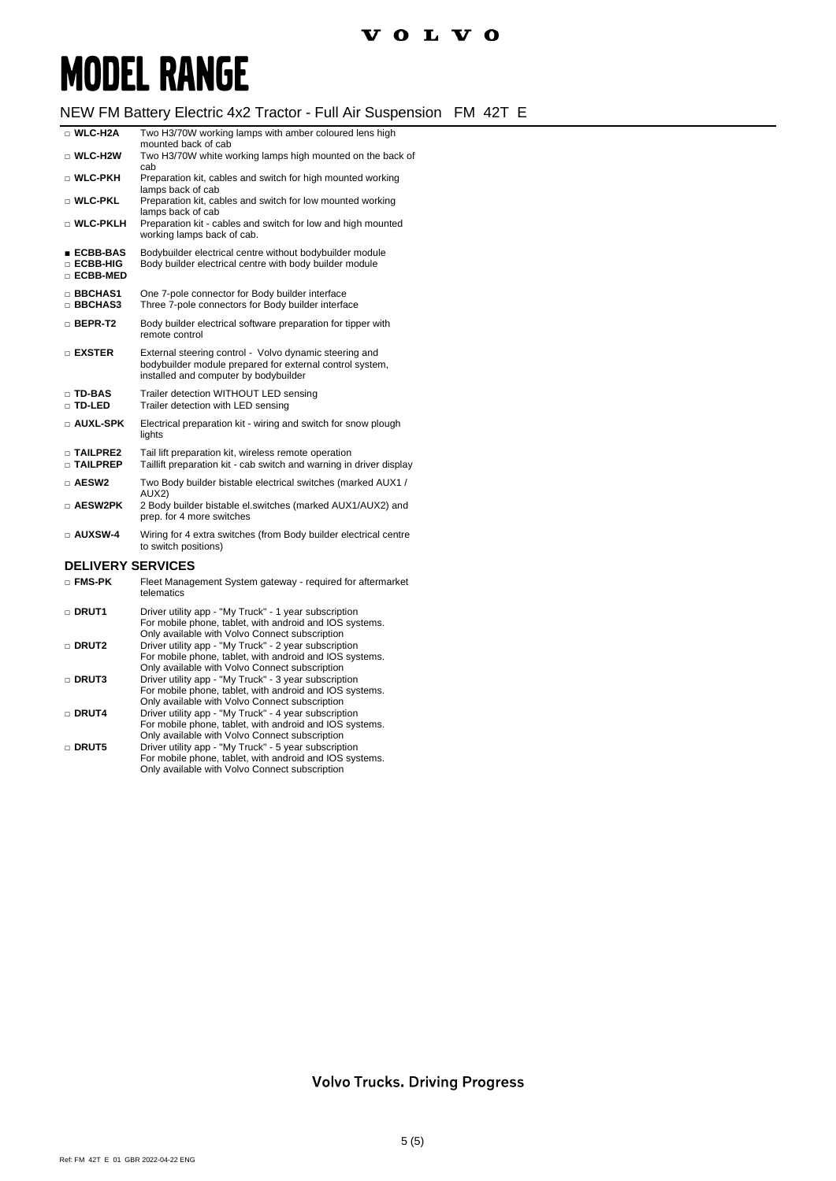# MODEL RANGE

NEW FM Battery Electric 4x2 Tractor - Full Air Suspension FM 42T E

| | |
|---|---|
| □ **WLC-H2A** | Two H3/70W working lamps with amber coloured lens high mounted back of cab |
| □ **WLC-H2W** | Two H3/70W white working lamps high mounted on the back of cab |
| □ **WLC-PKH** | Preparation kit, cables and switch for high mounted working lamps back of cab |
| □ **WLC-PKL** | Preparation kit, cables and switch for low mounted working lamps back of cab |
| □ **WLC-PKLH** | Preparation kit - cables and switch for low and high mounted working lamps back of cab. |
| ■ **ECBB-BAS** | Bodybuilder electrical centre without bodybuilder module |
| □ **ECBB-HIG** | Body builder electrical centre with body builder module |
| □ **ECBB-MED** | |
| □ **BBCHAS1** | One 7-pole connector for Body builder interface |
| □ **BBCHAS3** | Three 7-pole connectors for Body builder interface |
| □ **BEPR-T2** | Body builder electrical software preparation for tipper with remote control |
| □ **EXSTER** | External steering control - Volvo dynamic steering and bodybuilder module prepared for external control system, installed and computer by bodybuilder |
| □ **TD-BAS** | Trailer detection WITHOUT LED sensing |
| □ **TD-LED** | Trailer detection with LED sensing |
| □ **AUXL-SPK** | Electrical preparation kit - wiring and switch for snow plough lights |
| □ **TAILPRE2** | Tail lift preparation kit, wireless remote operation |
| □ **TAILPREP** | Taillift preparation kit - cab switch and warning in driver display |
| □ **AESW2** | Two Body builder bistable electrical switches (marked AUX1 / AUX2) |
| □ **AESW2PK** | 2 Body builder bistable el.switches (marked AUX1/AUX2) and prep. for 4 more switches |
| □ **AUXSW-4** | Wiring for 4 extra switches (from Body builder electrical centre to switch positions) |

## DELIVERY SERVICES

| | |
|---|---|
| □ **FMS-PK** | Fleet Management System gateway - required for aftermarket telematics |
| □ **DRUT1** | Driver utility app - "My Truck" - 1 year subscription For mobile phone, tablet, with android and IOS systems. Only available with Volvo Connect subscription |
| □ **DRUT2** | Driver utility app - "My Truck" - 2 year subscription For mobile phone, tablet, with android and IOS systems. Only available with Volvo Connect subscription |
| □ **DRUT3** | Driver utility app - "My Truck" - 3 year subscription For mobile phone, tablet, with android and IOS systems. Only available with Volvo Connect subscription |
| □ **DRUT4** | Driver utility app - "My Truck" - 4 year subscription For mobile phone, tablet, with android and IOS systems. Only available with Volvo Connect subscription |
| □ **DRUT5** | Driver utility app - "My Truck" - 5 year subscription For mobile phone, tablet, with android and IOS systems. Only available with Volvo Connect subscription |

Volvo Trucks. Driving Progress

Ref: FM 42T E 01 GBR 2022-04-22 ENG